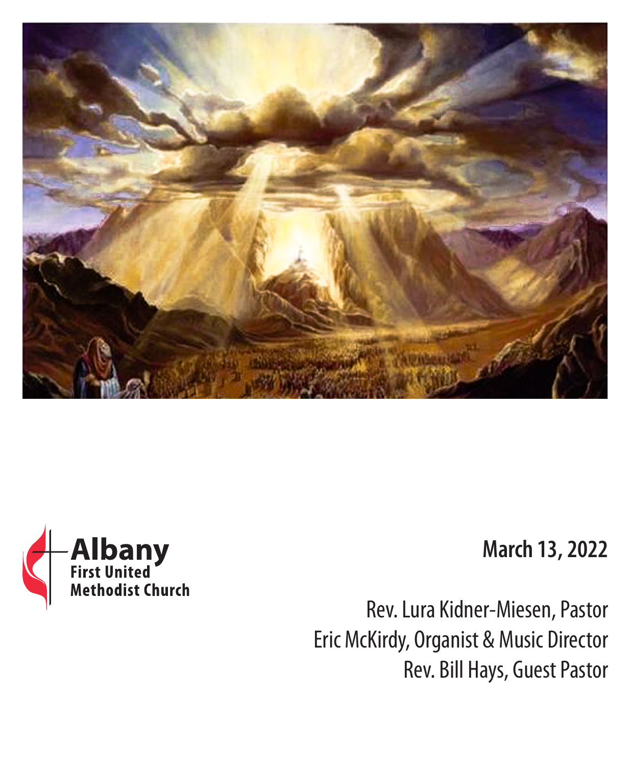Albany
First United
Methodist Church

March 13, 2022

Rev. Lura Kidner-Miesen, Pastor
Eric McKirdy, Organist & Music Director
Rev. Bill Hays, Guest Pastor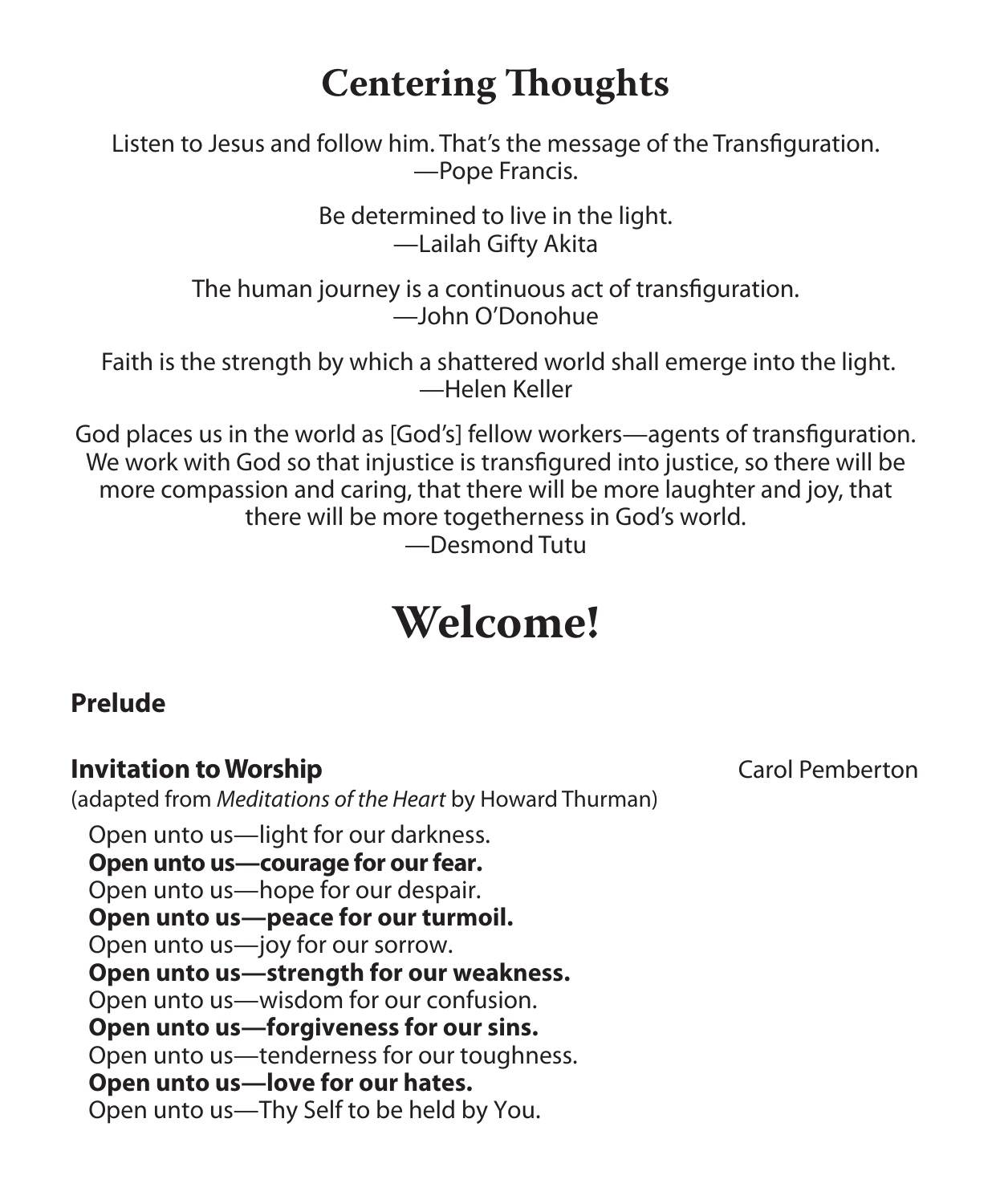# Centering Thoughts

Listen to Jesus and follow him. That's the message of the Transfiguration.
—Pope Francis.

Be determined to live in the light.
—Lailah Gifty Akita

The human journey is a continuous act of transfiguration.
—John O'Donohue

Faith is the strength by which a shattered world shall emerge into the light.
—Helen Keller

God places us in the world as [God's] fellow workers—agents of transfiguration. We work with God so that injustice is transfigured into justice, so there will be more compassion and caring, that there will be more laughter and joy, that there will be more togetherness in God's world.
—Desmond Tutu

# Welcome!

**Prelude**

**Invitation to Worship** Carol Pemberton

(adapted from *Meditations of the Heart* by Howard Thurman)

Open unto us—light for our darkness.
**Open unto us—courage for our fear.**
Open unto us—hope for our despair.
**Open unto us—peace for our turmoil.**
Open unto us—joy for our sorrow.
**Open unto us—strength for our weakness.**
Open unto us—wisdom for our confusion.
**Open unto us—forgiveness for our sins.**
Open unto us—tenderness for our toughness.
**Open unto us—love for our hates.**
Open unto us—Thy Self to be held by You.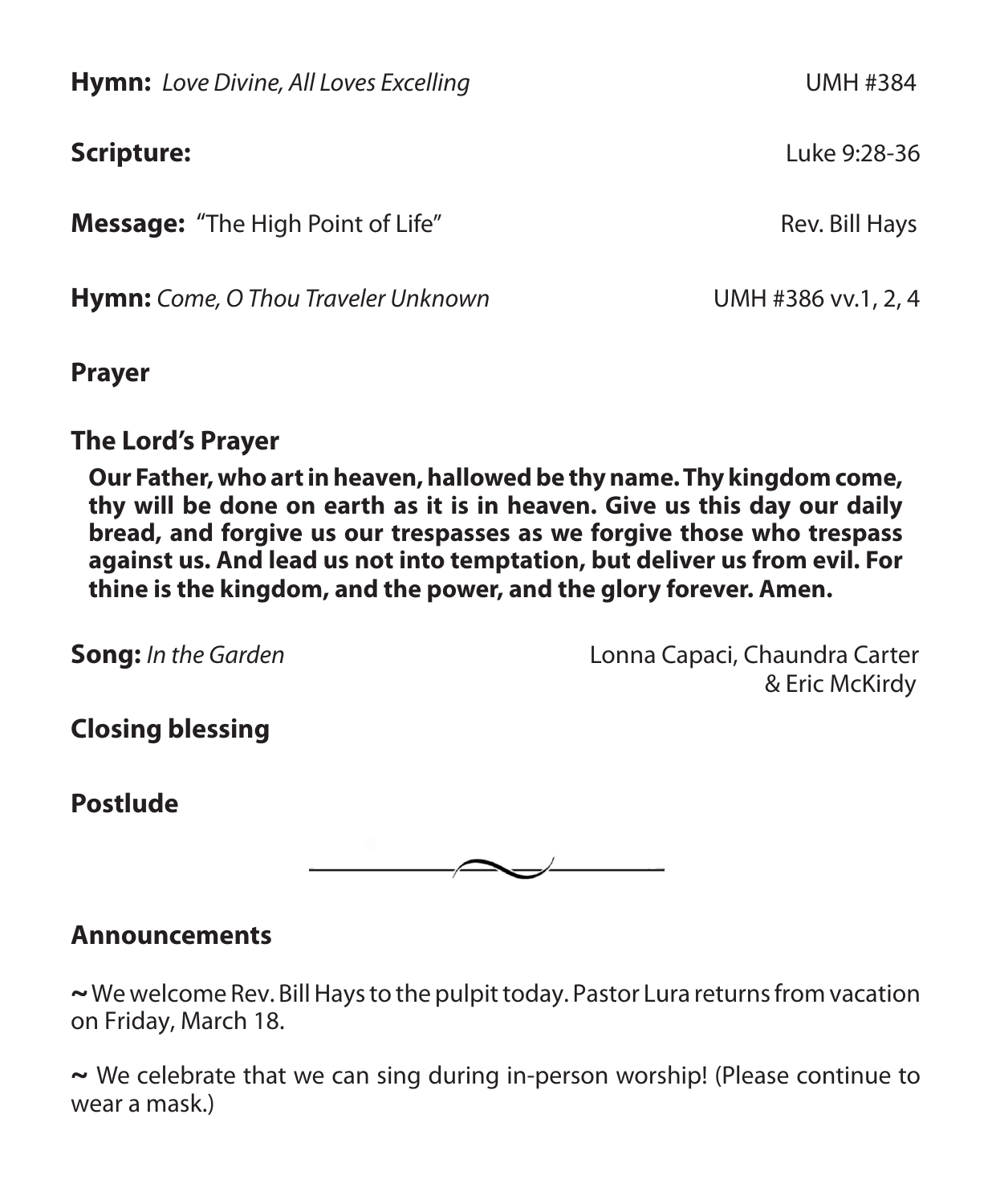**Hymn:** *Love Divine, All Loves Excelling* UMH #384

**Scripture:** Luke 9:28-36

**Message:** "The High Point of Life" Rev. Bill Hays

**Hymn:** *Come, O Thou Traveler Unknown* UMH #386 vv.1, 2, 4

**Prayer**

**The Lord's Prayer**

**Our Father, who art in heaven, hallowed be thy name. Thy kingdom come, thy will be done on earth as it is in heaven. Give us this day our daily bread, and forgive us our trespasses as we forgive those who trespass against us. And lead us not into temptation, but deliver us from evil. For thine is the kingdom, and the power, and the glory forever. Amen.**

**Song:** *In the Garden* Lonna Capaci, Chaundra Carter & Eric McKirdy

**Closing blessing**

**Postlude**

---

## Announcements

**~** We welcome Rev. Bill Hays to the pulpit today. Pastor Lura returns from vacation on Friday, March 18.

**~** We celebrate that we can sing during in-person worship! (Please continue to wear a mask.)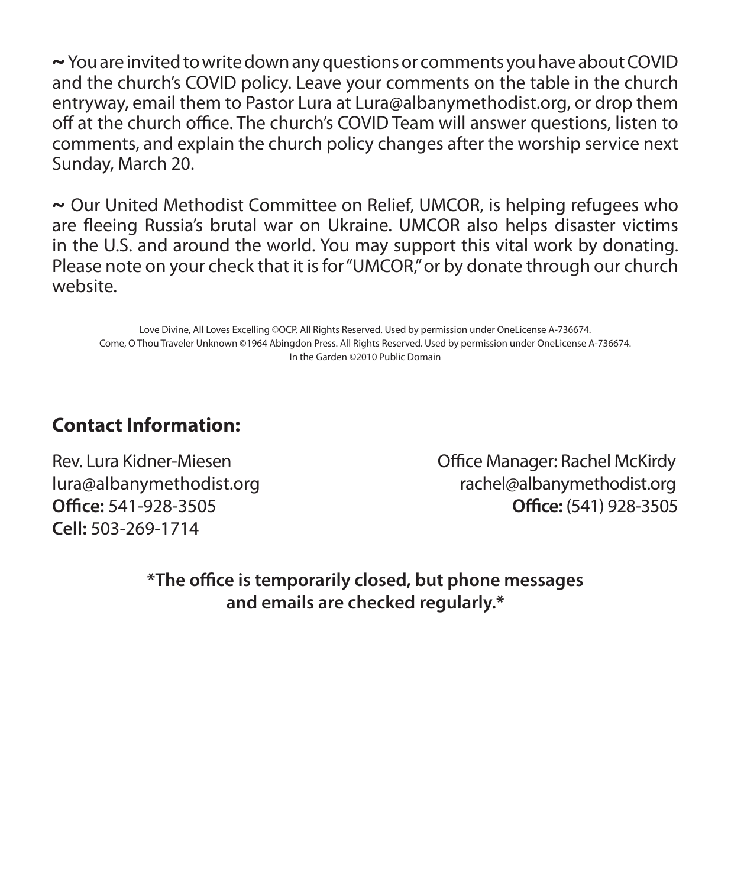~ You are invited to write down any questions or comments you have about COVID and the church's COVID policy. Leave your comments on the table in the church entryway, email them to Pastor Lura at Lura@albanymethodist.org, or drop them off at the church office. The church's COVID Team will answer questions, listen to comments, and explain the church policy changes after the worship service next Sunday, March 20.

~ Our United Methodist Committee on Relief, UMCOR, is helping refugees who are fleeing Russia's brutal war on Ukraine. UMCOR also helps disaster victims in the U.S. and around the world. You may support this vital work by donating. Please note on your check that it is for "UMCOR," or by donate through our church website.

Love Divine, All Loves Excelling ©OCP. All Rights Reserved. Used by permission under OneLicense A-736674.
Come, O Thou Traveler Unknown ©1964 Abingdon Press. All Rights Reserved. Used by permission under OneLicense A-736674.
In the Garden ©2010 Public Domain

## Contact Information:

Rev. Lura Kidner-Miesen
lura@albanymethodist.org
**Office:** 541-928-3505
**Cell:** 503-269-1714

Office Manager: Rachel McKirdy
rachel@albanymethodist.org
**Office:** (541) 928-3505

***The office is temporarily closed, but phone messages and emails are checked regularly.***